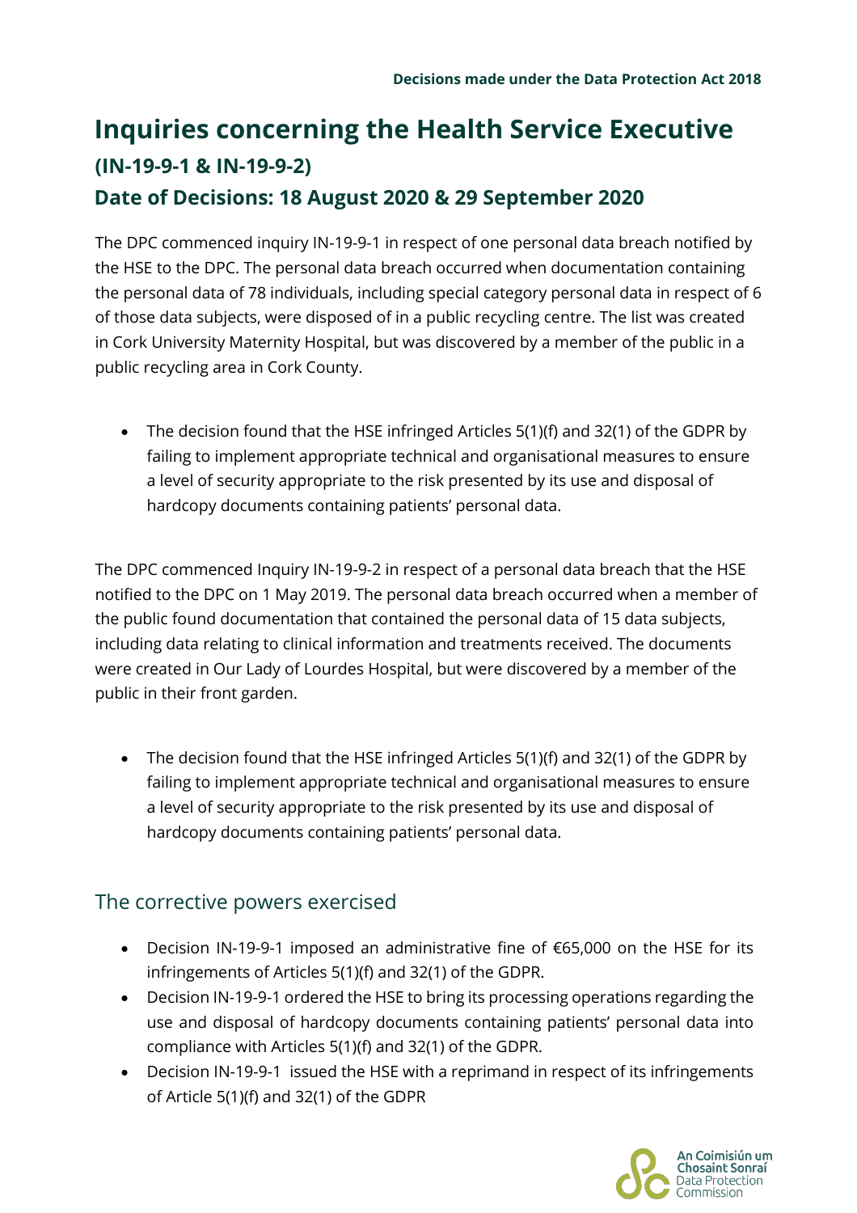**Decisions made under the Data Protection Act 2018**

# Inquiries concerning the Health Service Executive

## (IN-19-9-1 & IN-19-9-2)

## Date of Decisions: 18 August 2020 & 29 September 2020

The DPC commenced inquiry IN-19-9-1 in respect of one personal data breach notified by the HSE to the DPC. The personal data breach occurred when documentation containing the personal data of 78 individuals, including special category personal data in respect of 6 of those data subjects, were disposed of in a public recycling centre. The list was created in Cork University Maternity Hospital, but was discovered by a member of the public in a public recycling area in Cork County.

- The decision found that the HSE infringed Articles 5(1)(f) and 32(1) of the GDPR by failing to implement appropriate technical and organisational measures to ensure a level of security appropriate to the risk presented by its use and disposal of hardcopy documents containing patients' personal data.

The DPC commenced Inquiry IN-19-9-2 in respect of a personal data breach that the HSE notified to the DPC on 1 May 2019. The personal data breach occurred when a member of the public found documentation that contained the personal data of 15 data subjects, including data relating to clinical information and treatments received. The documents were created in Our Lady of Lourdes Hospital, but were discovered by a member of the public in their front garden.

- The decision found that the HSE infringed Articles 5(1)(f) and 32(1) of the GDPR by failing to implement appropriate technical and organisational measures to ensure a level of security appropriate to the risk presented by its use and disposal of hardcopy documents containing patients' personal data.

## The corrective powers exercised

- Decision IN-19-9-1 imposed an administrative fine of €65,000 on the HSE for its infringements of Articles 5(1)(f) and 32(1) of the GDPR.
- Decision IN-19-9-1 ordered the HSE to bring its processing operations regarding the use and disposal of hardcopy documents containing patients' personal data into compliance with Articles 5(1)(f) and 32(1) of the GDPR.
- Decision IN-19-9-1 issued the HSE with a reprimand in respect of its infringements of Article 5(1)(f) and 32(1) of the GDPR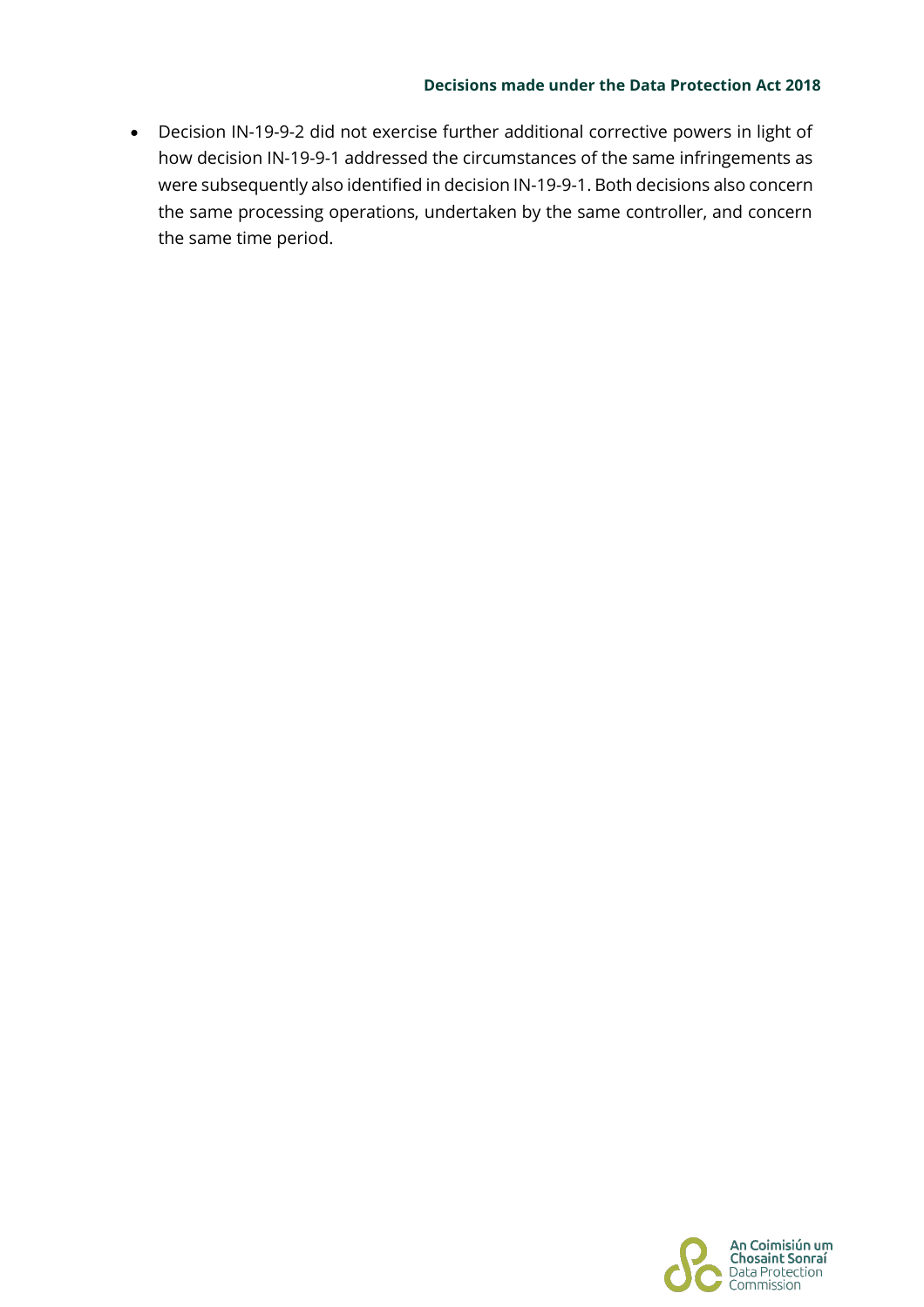- Decision IN-19-9-2 did not exercise further additional corrective powers in light of how decision IN-19-9-1 addressed the circumstances of the same infringements as were subsequently also identified in decision IN-19-9-1. Both decisions also concern the same processing operations, undertaken by the same controller, and concern the same time period.